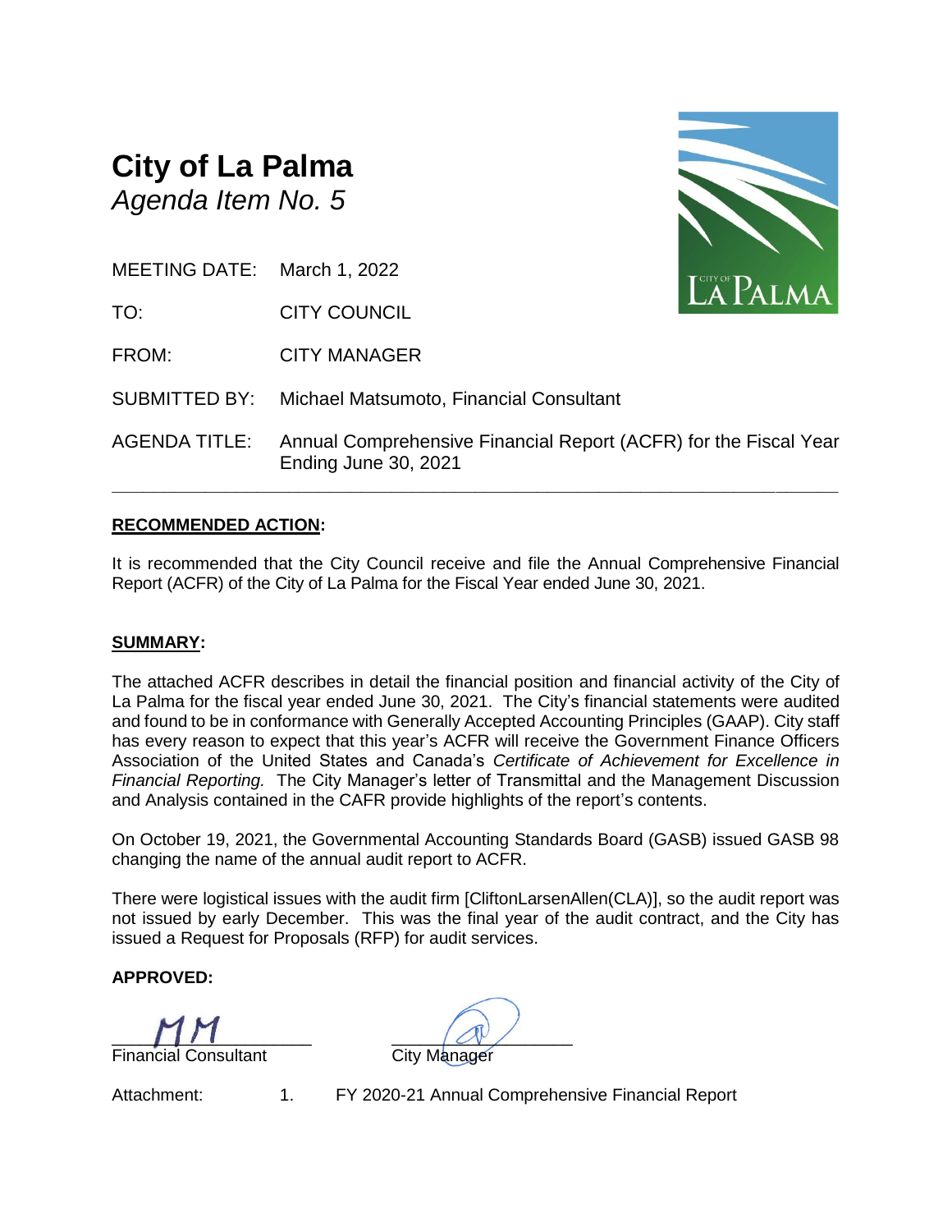# City of La Palma

*Agenda Item No. 5*

MEETING DATE: March 1, 2022

TO: CITY COUNCIL

FROM: CITY MANAGER

SUBMITTED BY: Michael Matsumoto, Financial Consultant

AGENDA TITLE: Annual Comprehensive Financial Report (ACFR) for the Fiscal Year Ending June 30, 2021

---

**RECOMMENDED ACTION:**

It is recommended that the City Council receive and file the Annual Comprehensive Financial Report (ACFR) of the City of La Palma for the Fiscal Year ended June 30, 2021.

**SUMMARY:**

The attached ACFR describes in detail the financial position and financial activity of the City of La Palma for the fiscal year ended June 30, 2021. The City's financial statements were audited and found to be in conformance with Generally Accepted Accounting Principles (GAAP). City staff has every reason to expect that this year's ACFR will receive the Government Finance Officers Association of the United States and Canada's *Certificate of Achievement for Excellence in Financial Reporting.* The City Manager's letter of Transmittal and the Management Discussion and Analysis contained in the CAFR provide highlights of the report's contents.

On October 19, 2021, the Governmental Accounting Standards Board (GASB) issued GASB 98 changing the name of the annual audit report to ACFR.

There were logistical issues with the audit firm [CliftonLarsenAllen(CLA)], so the audit report was not issued by early December. This was the final year of the audit contract, and the City has issued a Request for Proposals (RFP) for audit services.

**APPROVED:**

Financial Consultant

City Manager

Attachment: 1. FY 2020-21 Annual Comprehensive Financial Report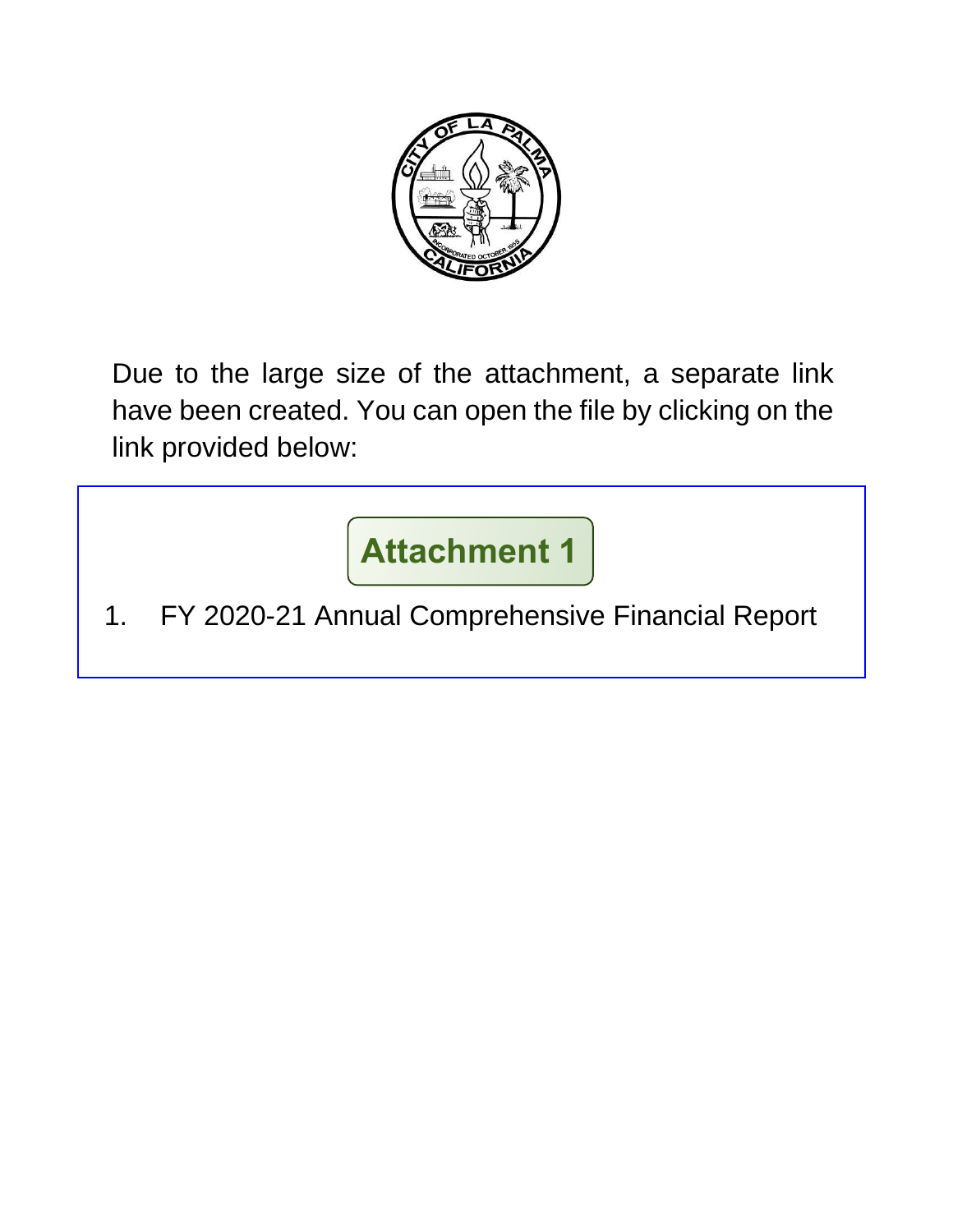Due to the large size of the attachment, a separate link have been created. You can open the file by clicking on the link provided below:

**Attachment 1**

1. FY 2020-21 Annual Comprehensive Financial Report